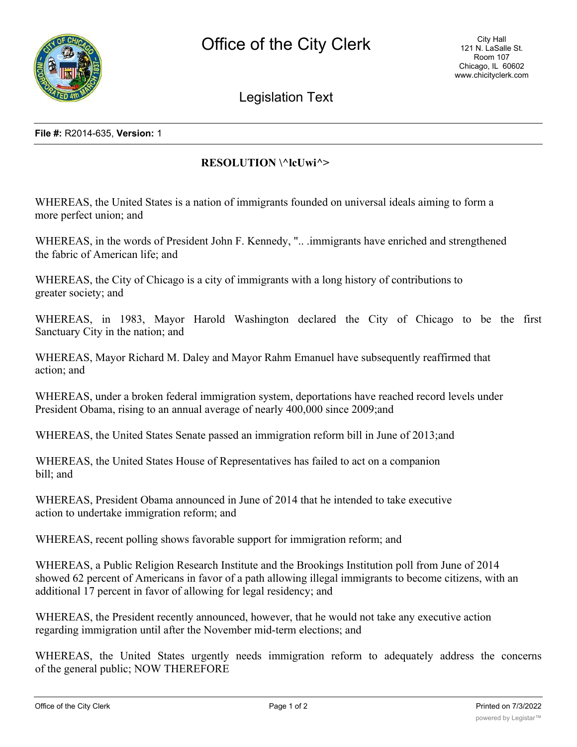# Office of the City Clerk

City Hall
121 N. LaSalle St.
Room 107
Chicago, IL 60602
www.chicityclerk.com

## Legislation Text

**File #:** R2014-635, **Version:** 1

**RESOLUTION \^lcUwi^>**

WHEREAS, the United States is a nation of immigrants founded on universal ideals aiming to form a more perfect union; and

WHEREAS, in the words of President John F. Kennedy, ".. .immigrants have enriched and strengthened the fabric of American life; and

WHEREAS, the City of Chicago is a city of immigrants with a long history of contributions to greater society; and

WHEREAS, in 1983, Mayor Harold Washington declared the City of Chicago to be the first Sanctuary City in the nation; and

WHEREAS, Mayor Richard M. Daley and Mayor Rahm Emanuel have subsequently reaffirmed that action; and

WHEREAS, under a broken federal immigration system, deportations have reached record levels under President Obama, rising to an annual average of nearly 400,000 since 2009;and

WHEREAS, the United States Senate passed an immigration reform bill in June of 2013;and

WHEREAS, the United States House of Representatives has failed to act on a companion bill; and

WHEREAS, President Obama announced in June of 2014 that he intended to take executive action to undertake immigration reform; and

WHEREAS, recent polling shows favorable support for immigration reform; and

WHEREAS, a Public Religion Research Institute and the Brookings Institution poll from June of 2014 showed 62 percent of Americans in favor of a path allowing illegal immigrants to become citizens, with an additional 17 percent in favor of allowing for legal residency; and

WHEREAS, the President recently announced, however, that he would not take any executive action regarding immigration until after the November mid-term elections; and

WHEREAS, the United States urgently needs immigration reform to adequately address the concerns of the general public; NOW THEREFORE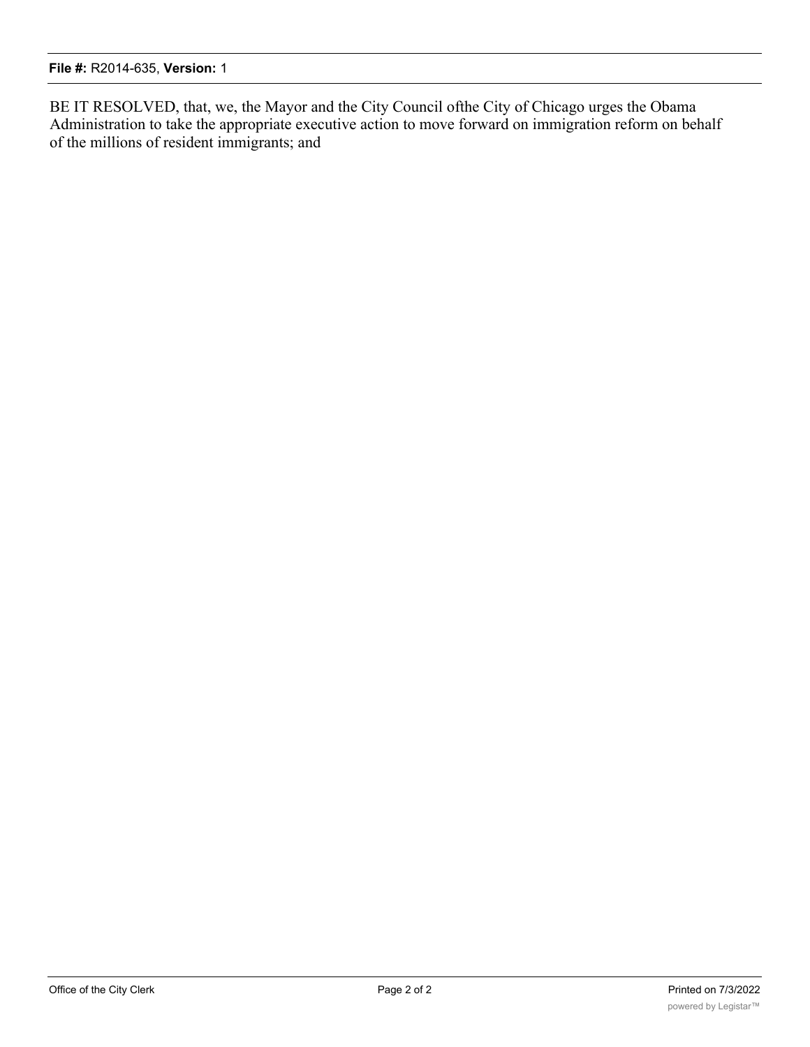BE IT RESOLVED, that, we, the Mayor and the City Council ofthe City of Chicago urges the Obama Administration to take the appropriate executive action to move forward on immigration reform on behalf of the millions of resident immigrants; and